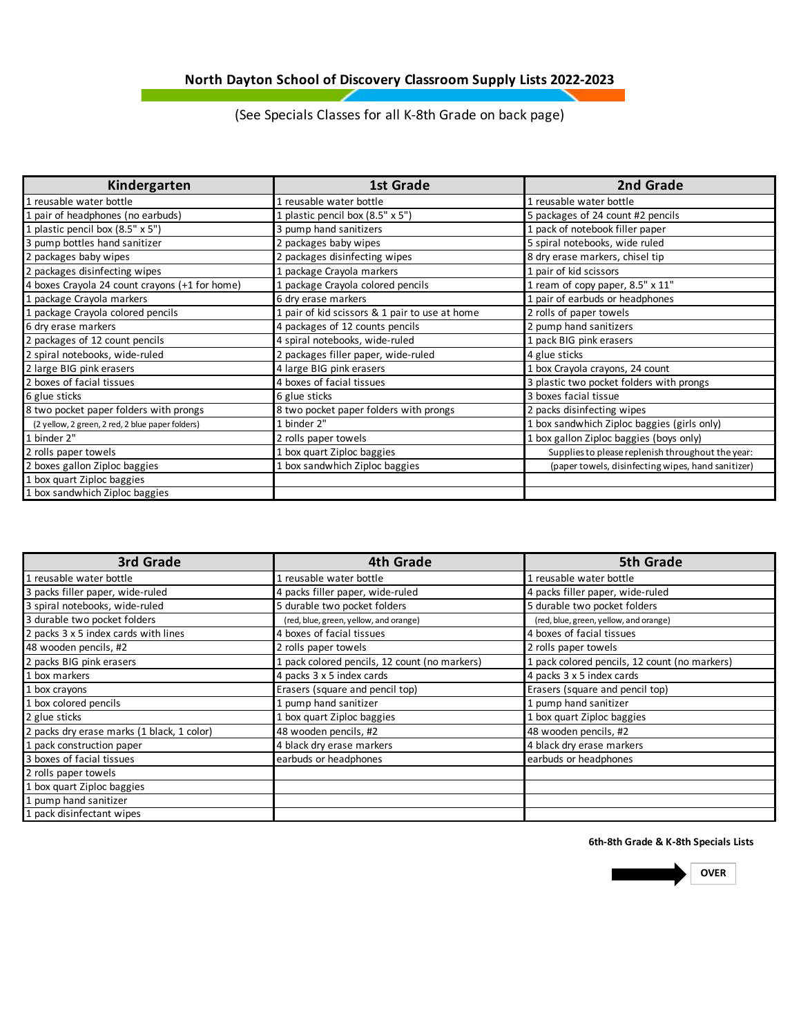# North Dayton School of Discovery Classroom Supply Lists 2022-2023

(See Specials Classes for all K-8th Grade on back page)

| Kindergarten | 1st Grade | 2nd Grade |
|---|---|---|
| 1 reusable water bottle | 1 reusable water bottle | 1 reusable water bottle |
| 1 pair of headphones (no earbuds) | 1 plastic pencil box (8.5" x 5") | 5 packages of 24 count #2 pencils |
| 1 plastic pencil box (8.5" x 5") | 3 pump hand sanitizers | 1 pack of notebook filler paper |
| 3 pump bottles hand sanitizer | 2 packages baby wipes | 5 spiral notebooks, wide ruled |
| 2 packages baby wipes | 2 packages disinfecting wipes | 8 dry erase markers, chisel tip |
| 2 packages disinfecting wipes | 1 package Crayola markers | 1 pair of kid scissors |
| 4 boxes Crayola 24 count crayons (+1 for home) | 1 package Crayola colored pencils | 1 ream of copy paper, 8.5" x 11" |
| 1 package Crayola markers | 6 dry erase markers | 1 pair of earbuds or headphones |
| 1 package Crayola colored pencils | 1 pair of kid scissors & 1 pair to use at home | 2 rolls of paper towels |
| 6 dry erase markers | 4 packages of 12 counts pencils | 2 pump hand sanitizers |
| 2 packages of 12 count pencils | 4 spiral notebooks, wide-ruled | 1 pack BIG pink erasers |
| 2 spiral notebooks, wide-ruled | 2 packages filler paper, wide-ruled | 4 glue sticks |
| 2 large BIG pink erasers | 4 large BIG pink erasers | 1 box Crayola crayons, 24 count |
| 2 boxes of facial tissues | 4 boxes of facial tissues | 3 plastic two pocket folders with prongs |
| 6 glue sticks | 6 glue sticks | 3 boxes facial tissue |
| 8 two pocket paper folders with prongs | 8 two pocket paper folders with prongs | 2 packs disinfecting wipes |
| (2 yellow, 2 green, 2 red, 2 blue paper folders) | 1 binder 2" | 1 box sandwhich Ziploc baggies (girls only) |
| 1 binder 2" | 2 rolls paper towels | 1 box gallon Ziploc baggies (boys only) |
| 2 rolls paper towels | 1 box quart Ziploc baggies | Supplies to please replenish throughout the year: |
| 2 boxes gallon Ziploc baggies | 1 box sandwhich Ziploc baggies | (paper towels, disinfecting wipes, hand sanitizer) |
| 1 box quart Ziploc baggies | | |
| 1 box sandwhich Ziploc baggies | | |

| 3rd Grade | 4th Grade | 5th Grade |
|---|---|---|
| 1 reusable water bottle | 1 reusable water bottle | 1 reusable water bottle |
| 3 packs filler paper, wide-ruled | 4 packs filler paper, wide-ruled | 4 packs filler paper, wide-ruled |
| 3 spiral notebooks, wide-ruled | 5 durable two pocket folders | 5 durable two pocket folders |
| 3 durable two pocket folders | (red, blue, green, yellow, and orange) | (red, blue, green, yellow, and orange) |
| 2 packs 3 x 5 index cards with lines | 4 boxes of facial tissues | 4 boxes of facial tissues |
| 48 wooden pencils, #2 | 2 rolls paper towels | 2 rolls paper towels |
| 2 packs BIG pink erasers | 1 pack colored pencils, 12 count (no markers) | 1 pack colored pencils, 12 count (no markers) |
| 1 box markers | 4 packs 3 x 5 index cards | 4 packs 3 x 5 index cards |
| 1 box crayons | Erasers (square and pencil top) | Erasers (square and pencil top) |
| 1 box colored pencils | 1 pump hand sanitizer | 1 pump hand sanitizer |
| 2 glue sticks | 1 box quart Ziploc baggies | 1 box quart Ziploc baggies |
| 2 packs dry erase marks (1 black, 1 color) | 48 wooden pencils, #2 | 48 wooden pencils, #2 |
| 1 pack construction paper | 4 black dry erase markers | 4 black dry erase markers |
| 3 boxes of facial tissues | earbuds or headphones | earbuds or headphones |
| 2 rolls paper towels | | |
| 1 box quart Ziploc baggies | | |
| 1 pump hand sanitizer | | |
| 1 pack disinfectant wipes | | |

**6th-8th Grade & K-8th Specials Lists**

**OVER**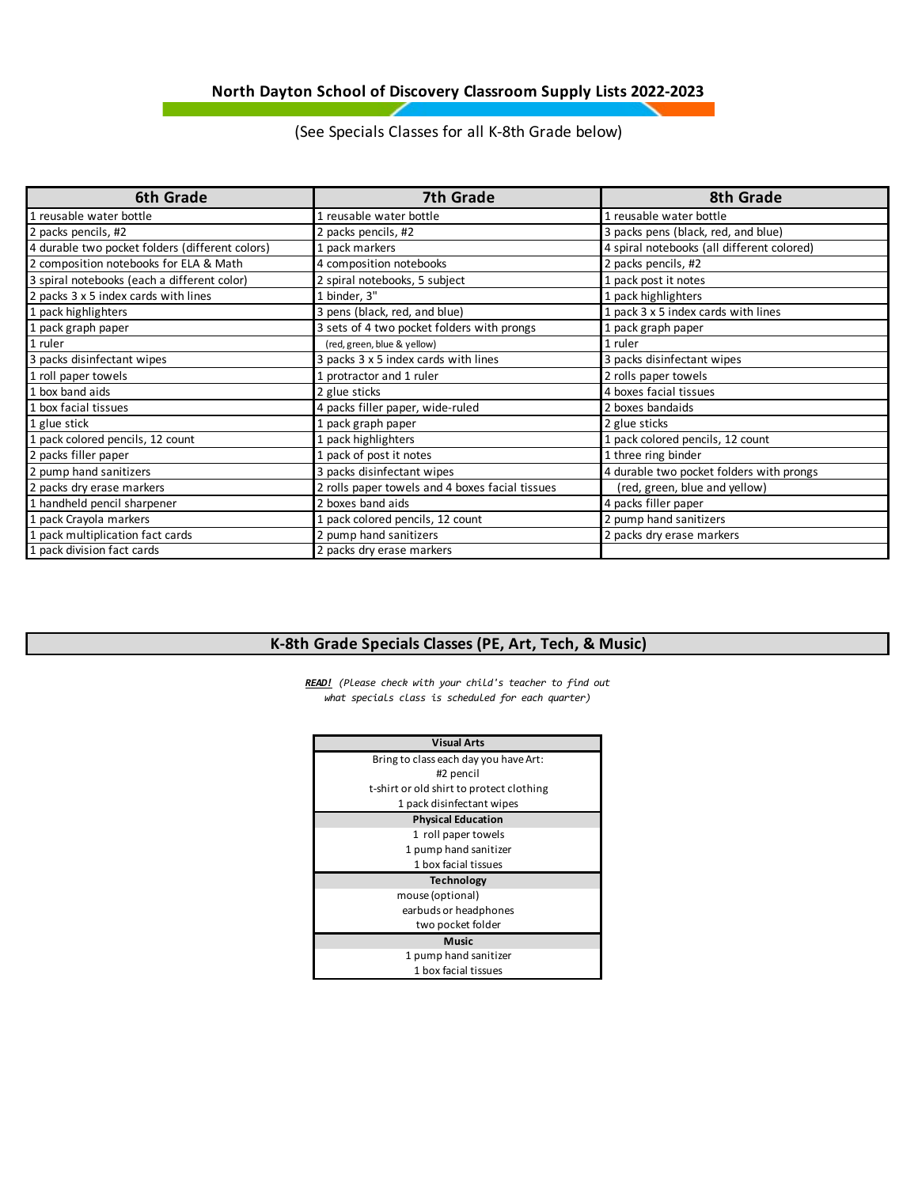**North Dayton School of Discovery Classroom Supply Lists 2022-2023**

(See Specials Classes for all K-8th Grade below)

| 6th Grade | 7th Grade | 8th Grade |
|---|---|---|
| 1 reusable water bottle | 1 reusable water bottle | 1 reusable water bottle |
| 2 packs pencils, #2 | 2 packs pencils, #2 | 3 packs pens (black, red, and blue) |
| 4 durable two pocket folders (different colors) | 1 pack markers | 4 spiral notebooks (all different colored) |
| 2 composition notebooks for ELA & Math | 4 composition notebooks | 2 packs pencils, #2 |
| 3 spiral notebooks (each a different color) | 2 spiral notebooks, 5 subject | 1 pack post it notes |
| 2 packs 3 x 5 index cards with lines | 1 binder, 3" | 1 pack highlighters |
| 1 pack highlighters | 3 pens (black, red, and blue) | 1 pack 3 x 5 index cards with lines |
| 1 pack graph paper | 3 sets of 4 two pocket folders with prongs | 1 pack graph paper |
| 1 ruler | (red, green, blue & yellow) | 1 ruler |
| 3 packs disinfectant wipes | 3 packs 3 x 5 index cards with lines | 3 packs disinfectant wipes |
| 1 roll paper towels | 1 protractor and 1 ruler | 2 rolls paper towels |
| 1 box band aids | 2 glue sticks | 4 boxes facial tissues |
| 1 box facial tissues | 4 packs filler paper, wide-ruled | 2 boxes bandaids |
| 1 glue stick | 1 pack graph paper | 2 glue sticks |
| 1 pack colored pencils, 12 count | 1 pack highlighters | 1 pack colored pencils, 12 count |
| 2 packs filler paper | 1 pack of post it notes | 1 three ring binder |
| 2 pump hand sanitizers | 3 packs disinfectant wipes | 4 durable two pocket folders with prongs |
| 2 packs dry erase markers | 2 rolls paper towels and 4 boxes facial tissues | (red, green, blue and yellow) |
| 1 handheld pencil sharpener | 2 boxes band aids | 4 packs filler paper |
| 1 pack Crayola markers | 1 pack colored pencils, 12 count | 2 pump hand sanitizers |
| 1 pack multiplication fact cards | 2 pump hand sanitizers | 2 packs dry erase markers |
| 1 pack division fact cards | 2 packs dry erase markers | |

## K-8th Grade Specials Classes (PE, Art, Tech, & Music)

***READ!*** *(Please check with your child's teacher to find out what specials class is scheduled for each quarter)*

| Visual Arts |
|---|
| Bring to class each day you have Art: |
| #2 pencil |
| t-shirt or old shirt to protect clothing |
| 1 pack disinfectant wipes |
| **Physical Education** |
| 1 roll paper towels |
| 1 pump hand sanitizer |
| 1 box facial tissues |
| **Technology** |
| mouse (optional) |
| earbuds or headphones |
| two pocket folder |
| **Music** |
| 1 pump hand sanitizer |
| 1 box facial tissues |